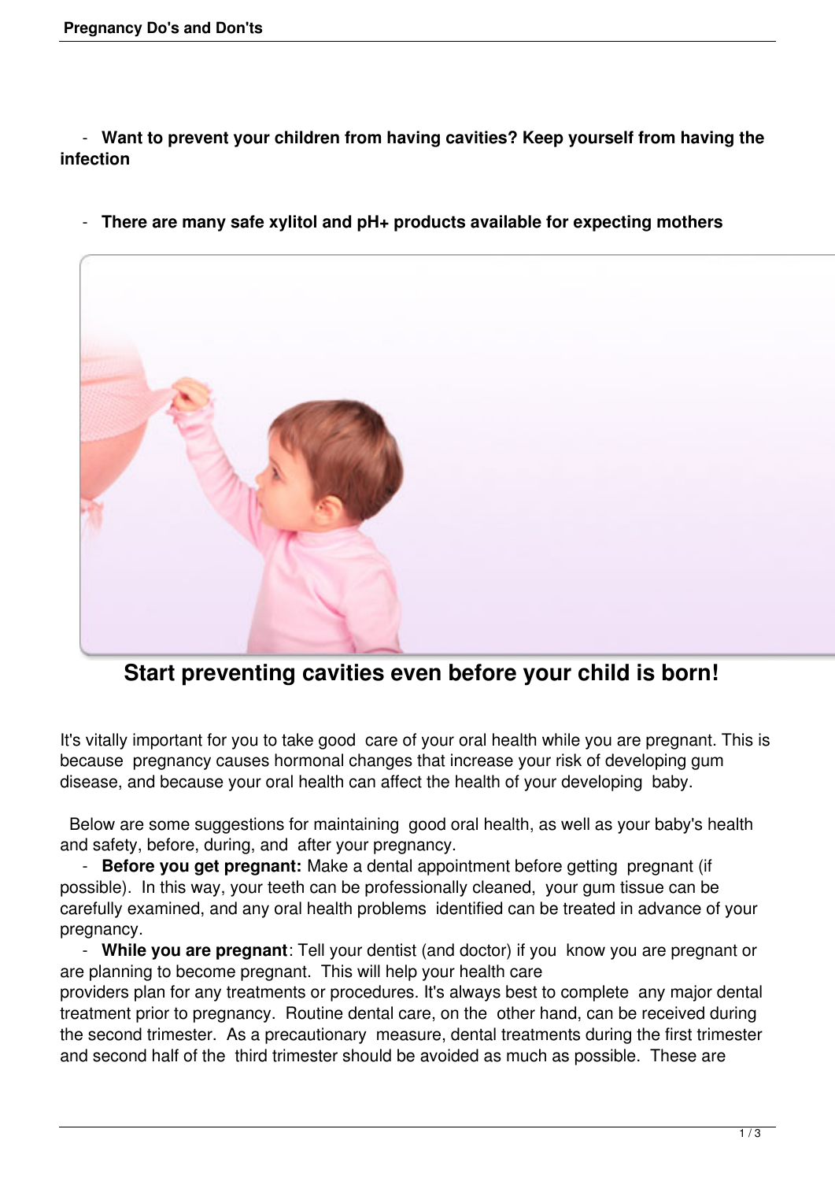- **Want to prevent your children from having cavities? Keep yourself from having the infection**

- **There are many safe xylitol and pH+ products available for expecting mothers**

## Start preventing cavities even before your child is born!

It's vitally important for you to take good care of your oral health while you are pregnant. This is because pregnancy causes hormonal changes that increase your risk of developing gum disease, and because your oral health can affect the health of your developing baby.

Below are some suggestions for maintaining good oral health, as well as your baby's health and safety, before, during, and after your pregnancy.

- **Before you get pregnant:** Make a dental appointment before getting pregnant (if possible). In this way, your teeth can be professionally cleaned, your gum tissue can be carefully examined, and any oral health problems identified can be treated in advance of your pregnancy.
- **While you are pregnant**: Tell your dentist (and doctor) if you know you are pregnant or are planning to become pregnant. This will help your health care providers plan for any treatments or procedures. It's always best to complete any major dental treatment prior to pregnancy. Routine dental care, on the other hand, can be received during the second trimester. As a precautionary measure, dental treatments during the first trimester and second half of the third trimester should be avoided as much as possible. These are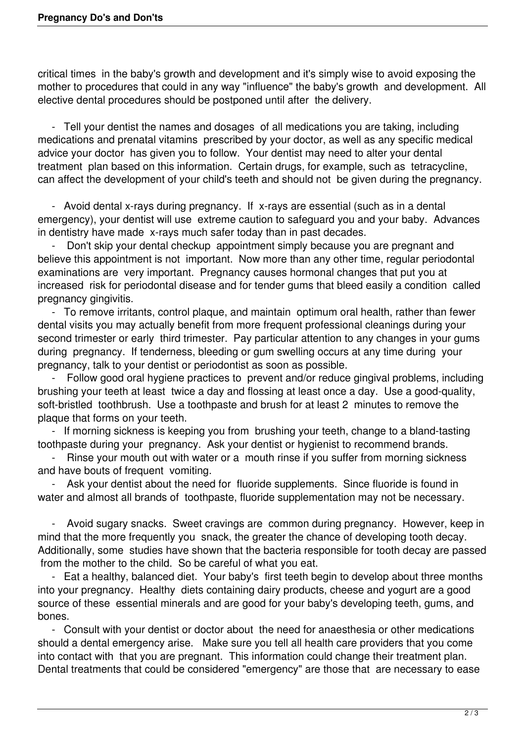critical times in the baby's growth and development and it's simply wise to avoid exposing the mother to procedures that could in any way "influence" the baby's growth and development. All elective dental procedures should be postponed until after the delivery.

- Tell your dentist the names and dosages of all medications you are taking, including medications and prenatal vitamins prescribed by your doctor, as well as any specific medical advice your doctor has given you to follow. Your dentist may need to alter your dental treatment plan based on this information. Certain drugs, for example, such as tetracycline, can affect the development of your child's teeth and should not be given during the pregnancy.

- Avoid dental x-rays during pregnancy. If x-rays are essential (such as in a dental emergency), your dentist will use extreme caution to safeguard you and your baby. Advances in dentistry have made x-rays much safer today than in past decades.
- Don't skip your dental checkup appointment simply because you are pregnant and believe this appointment is not important. Now more than any other time, regular periodontal examinations are very important. Pregnancy causes hormonal changes that put you at increased risk for periodontal disease and for tender gums that bleed easily a condition called pregnancy gingivitis.
- To remove irritants, control plaque, and maintain optimum oral health, rather than fewer dental visits you may actually benefit from more frequent professional cleanings during your second trimester or early third trimester. Pay particular attention to any changes in your gums during pregnancy. If tenderness, bleeding or gum swelling occurs at any time during your pregnancy, talk to your dentist or periodontist as soon as possible.
- Follow good oral hygiene practices to prevent and/or reduce gingival problems, including brushing your teeth at least twice a day and flossing at least once a day. Use a good-quality, soft-bristled toothbrush. Use a toothpaste and brush for at least 2 minutes to remove the plaque that forms on your teeth.
- If morning sickness is keeping you from brushing your teeth, change to a bland-tasting toothpaste during your pregnancy. Ask your dentist or hygienist to recommend brands.
- Rinse your mouth out with water or a mouth rinse if you suffer from morning sickness and have bouts of frequent vomiting.
- Ask your dentist about the need for fluoride supplements. Since fluoride is found in water and almost all brands of toothpaste, fluoride supplementation may not be necessary.

- Avoid sugary snacks. Sweet cravings are common during pregnancy. However, keep in mind that the more frequently you snack, the greater the chance of developing tooth decay. Additionally, some studies have shown that the bacteria responsible for tooth decay are passed from the mother to the child. So be careful of what you eat.
- Eat a healthy, balanced diet. Your baby's first teeth begin to develop about three months into your pregnancy. Healthy diets containing dairy products, cheese and yogurt are a good source of these essential minerals and are good for your baby's developing teeth, gums, and bones.
- Consult with your dentist or doctor about the need for anaesthesia or other medications should a dental emergency arise. Make sure you tell all health care providers that you come into contact with that you are pregnant. This information could change their treatment plan. Dental treatments that could be considered "emergency" are those that are necessary to ease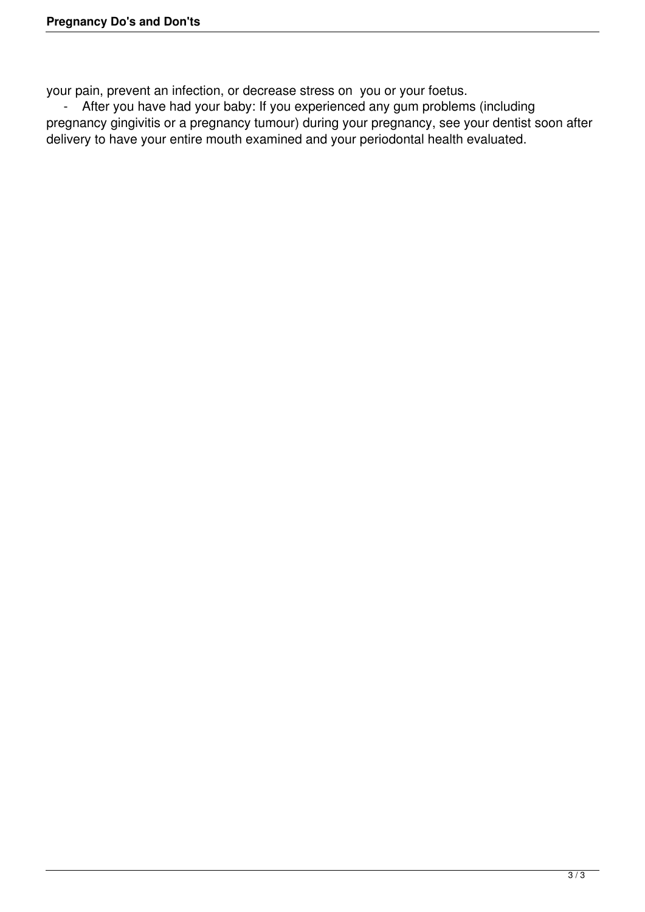your pain, prevent an infection, or decrease stress on you or your foetus.

- After you have had your baby: If you experienced any gum problems (including pregnancy gingivitis or a pregnancy tumour) during your pregnancy, see your dentist soon after delivery to have your entire mouth examined and your periodontal health evaluated.